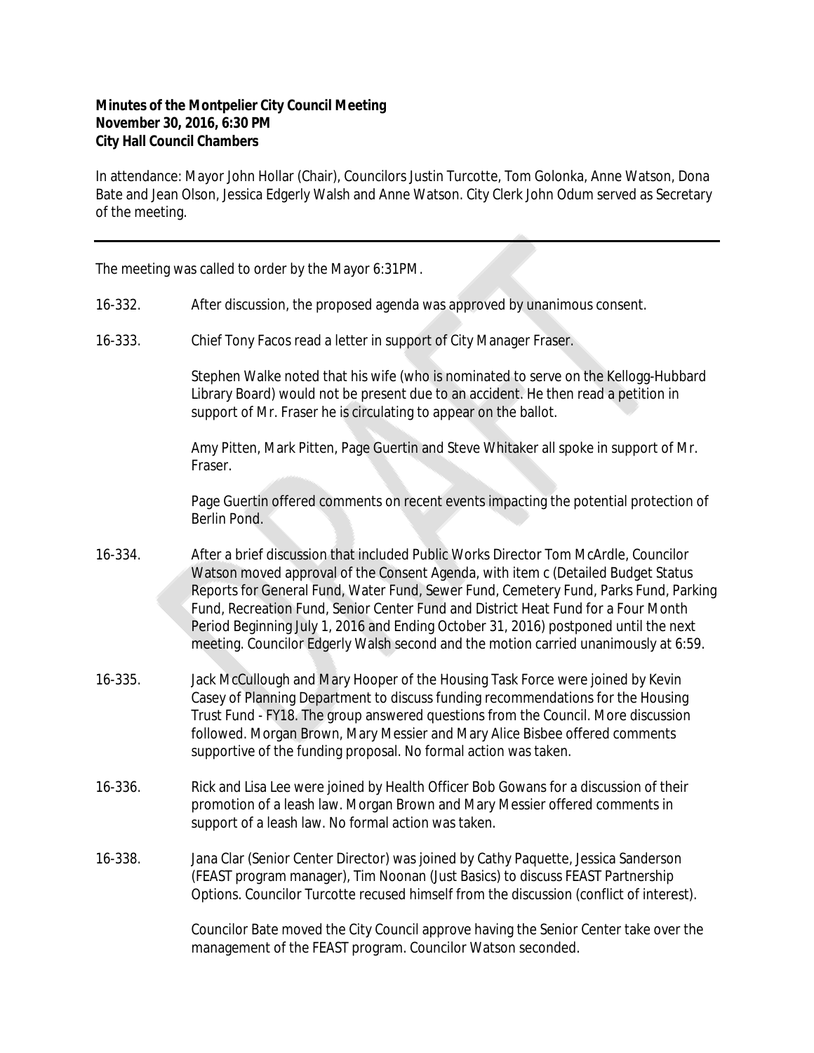**Minutes of the Montpelier City Council Meeting**
**November 30, 2016, 6:30 PM**
**City Hall Council Chambers**

In attendance: Mayor John Hollar (Chair), Councilors Justin Turcotte, Tom Golonka, Anne Watson, Dona Bate and Jean Olson, Jessica Edgerly Walsh and Anne Watson. City Clerk John Odum served as Secretary of the meeting.

---

The meeting was called to order by the Mayor 6:31PM.

16-332. After discussion, the proposed agenda was approved by unanimous consent.

16-333. Chief Tony Facos read a letter in support of City Manager Fraser.

Stephen Walke noted that his wife (who is nominated to serve on the Kellogg-Hubbard Library Board) would not be present due to an accident. He then read a petition in support of Mr. Fraser he is circulating to appear on the ballot.

Amy Pitten, Mark Pitten, Page Guertin and Steve Whitaker all spoke in support of Mr. Fraser.

Page Guertin offered comments on recent events impacting the potential protection of Berlin Pond.

16-334. After a brief discussion that included Public Works Director Tom McArdle, Councilor Watson moved approval of the Consent Agenda, with item c (Detailed Budget Status Reports for General Fund, Water Fund, Sewer Fund, Cemetery Fund, Parks Fund, Parking Fund, Recreation Fund, Senior Center Fund and District Heat Fund for a Four Month Period Beginning July 1, 2016 and Ending October 31, 2016) postponed until the next meeting. Councilor Edgerly Walsh second and the motion carried unanimously at 6:59.

16-335. Jack McCullough and Mary Hooper of the Housing Task Force were joined by Kevin Casey of Planning Department to discuss funding recommendations for the Housing Trust Fund - FY18. The group answered questions from the Council. More discussion followed. Morgan Brown, Mary Messier and Mary Alice Bisbee offered comments supportive of the funding proposal. No formal action was taken.

16-336. Rick and Lisa Lee were joined by Health Officer Bob Gowans for a discussion of their promotion of a leash law. Morgan Brown and Mary Messier offered comments in support of a leash law. No formal action was taken.

16-338. Jana Clar (Senior Center Director) was joined by Cathy Paquette, Jessica Sanderson (FEAST program manager), Tim Noonan (Just Basics) to discuss FEAST Partnership Options. Councilor Turcotte recused himself from the discussion (conflict of interest).

Councilor Bate moved the City Council approve having the Senior Center take over the management of the FEAST program. Councilor Watson seconded.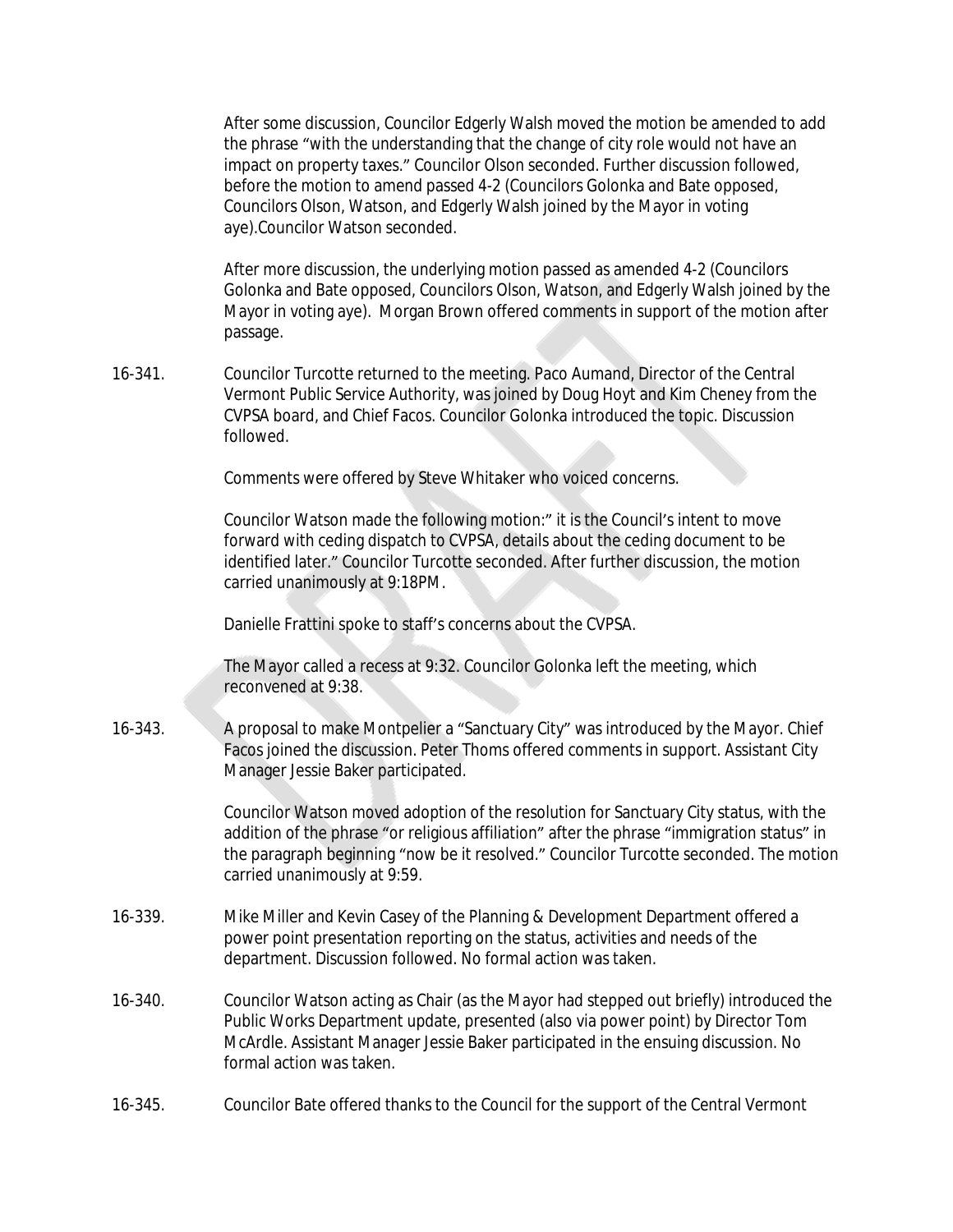After some discussion, Councilor Edgerly Walsh moved the motion be amended to add the phrase "with the understanding that the change of city role would not have an impact on property taxes." Councilor Olson seconded. Further discussion followed, before the motion to amend passed 4-2 (Councilors Golonka and Bate opposed, Councilors Olson, Watson, and Edgerly Walsh joined by the Mayor in voting aye).Councilor Watson seconded.

After more discussion, the underlying motion passed as amended 4-2 (Councilors Golonka and Bate opposed, Councilors Olson, Watson, and Edgerly Walsh joined by the Mayor in voting aye). Morgan Brown offered comments in support of the motion after passage.

16-341. Councilor Turcotte returned to the meeting. Paco Aumand, Director of the Central Vermont Public Service Authority, was joined by Doug Hoyt and Kim Cheney from the CVPSA board, and Chief Facos. Councilor Golonka introduced the topic. Discussion followed.

Comments were offered by Steve Whitaker who voiced concerns.

Councilor Watson made the following motion:" it is the Council's intent to move forward with ceding dispatch to CVPSA, details about the ceding document to be identified later." Councilor Turcotte seconded. After further discussion, the motion carried unanimously at 9:18PM.

Danielle Frattini spoke to staff's concerns about the CVPSA.

The Mayor called a recess at 9:32. Councilor Golonka left the meeting, which reconvened at 9:38.

16-343. A proposal to make Montpelier a "Sanctuary City" was introduced by the Mayor. Chief Facos joined the discussion. Peter Thoms offered comments in support. Assistant City Manager Jessie Baker participated.

Councilor Watson moved adoption of the resolution for Sanctuary City status, with the addition of the phrase "or religious affiliation" after the phrase "immigration status" in the paragraph beginning "now be it resolved." Councilor Turcotte seconded. The motion carried unanimously at 9:59.

16-339. Mike Miller and Kevin Casey of the Planning & Development Department offered a power point presentation reporting on the status, activities and needs of the department. Discussion followed. No formal action was taken.

16-340. Councilor Watson acting as Chair (as the Mayor had stepped out briefly) introduced the Public Works Department update, presented (also via power point) by Director Tom McArdle. Assistant Manager Jessie Baker participated in the ensuing discussion. No formal action was taken.

16-345. Councilor Bate offered thanks to the Council for the support of the Central Vermont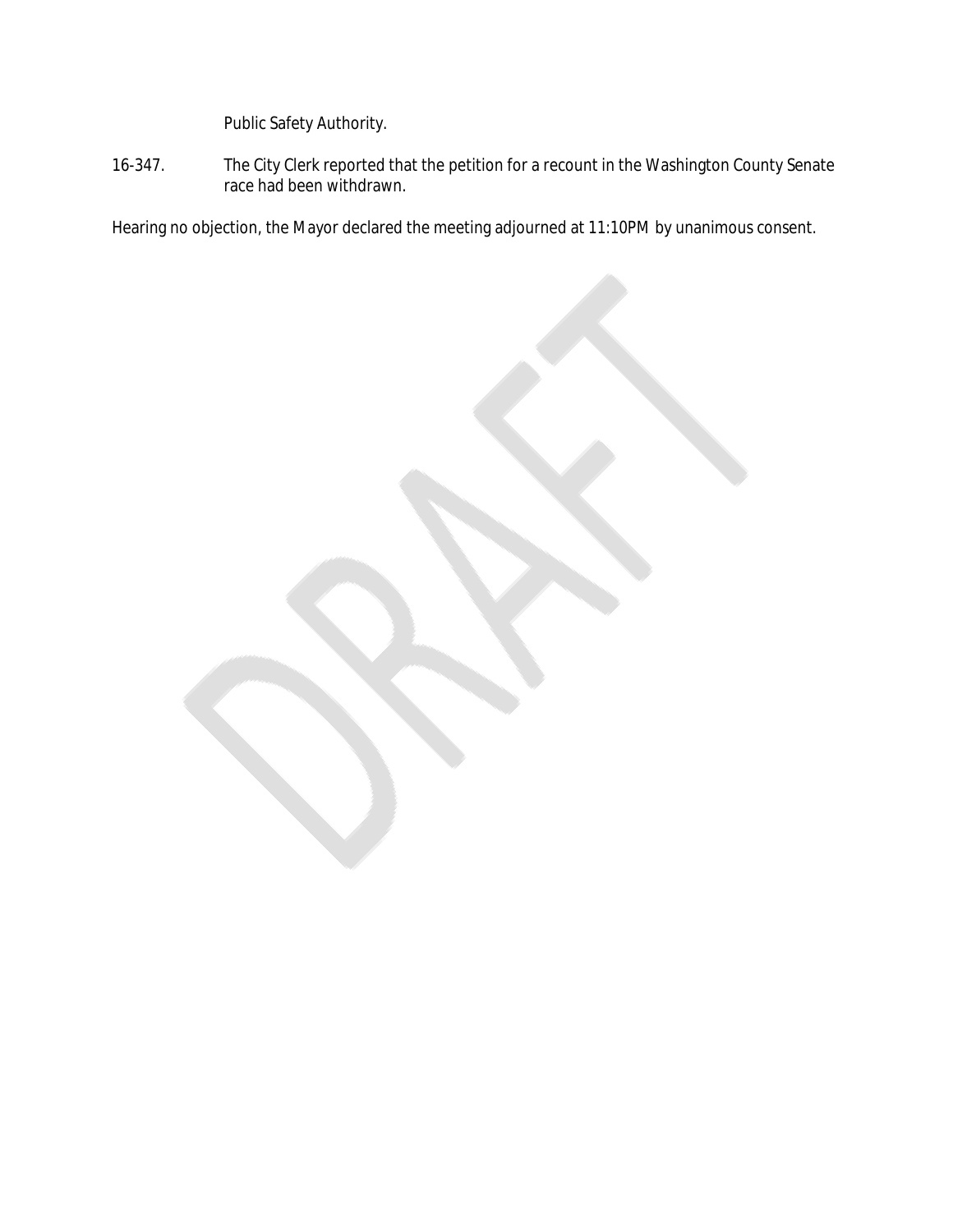Public Safety Authority.

16-347. The City Clerk reported that the petition for a recount in the Washington County Senate race had been withdrawn.

Hearing no objection, the Mayor declared the meeting adjourned at 11:10PM by unanimous consent.